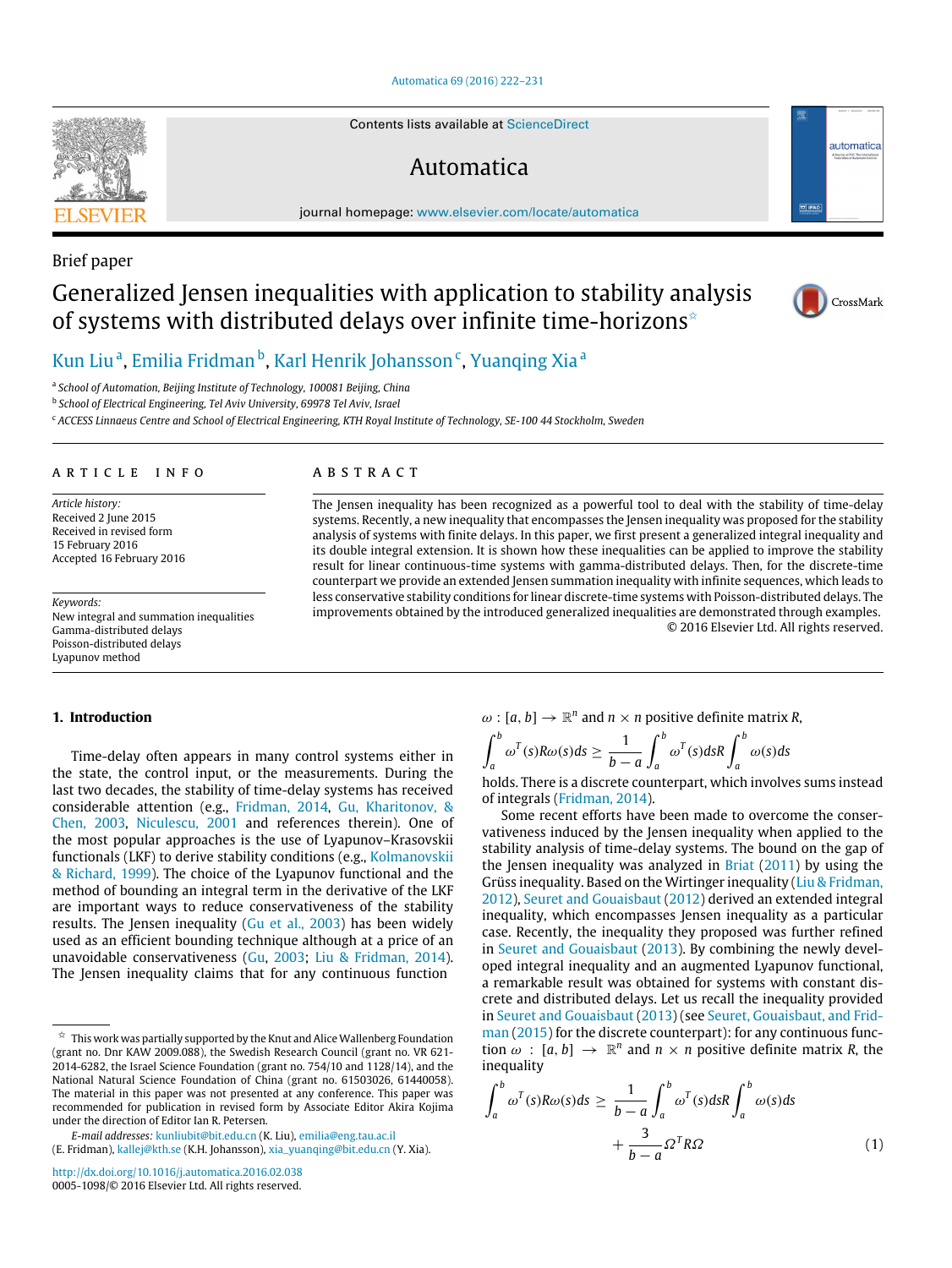Brief paper

# Generalized Jensen inequalities with application to stability analysis of systems with distributed delays over infinite time-horizons[☆]

Kun Liu[a], Emilia Fridman[b], Karl Henrik Johansson[c], Yuanqing Xia[a]

[a] School of Automation, Beijing Institute of Technology, 100081 Beijing, China

[b] School of Electrical Engineering, Tel Aviv University, 69978 Tel Aviv, Israel

[c] ACCESS Linnaeus Centre and School of Electrical Engineering, KTH Royal Institute of Technology, SE-100 44 Stockholm, Sweden

## ARTICLE INFO

*Article history:*
Received 2 June 2015
Received in revised form
15 February 2016
Accepted 16 February 2016

*Keywords:*
New integral and summation inequalities
Gamma-distributed delays
Poisson-distributed delays
Lyapunov method

## ABSTRACT

The Jensen inequality has been recognized as a powerful tool to deal with the stability of time-delay systems. Recently, a new inequality that encompasses the Jensen inequality was proposed for the stability analysis of systems with finite delays. In this paper, we first present a generalized integral inequality and its double integral extension. It is shown how these inequalities can be applied to improve the stability result for linear continuous-time systems with gamma-distributed delays. Then, for the discrete-time counterpart we provide an extended Jensen summation inequality with infinite sequences, which leads to less conservative stability conditions for linear discrete-time systems with Poisson-distributed delays. The improvements obtained by the introduced generalized inequalities are demonstrated through examples.

© 2016 Elsevier Ltd. All rights reserved.

## 1. Introduction

Time-delay often appears in many control systems either in the state, the control input, or the measurements. During the last two decades, the stability of time-delay systems has received considerable attention (e.g., Fridman, 2014, Gu, Kharitonov, & Chen, 2003, Niculescu, 2001 and references therein). One of the most popular approaches is the use of Lyapunov–Krasovskii functionals (LKF) to derive stability conditions (e.g., Kolmanovskii & Richard, 1999). The choice of the Lyapunov functional and the method of bounding an integral term in the derivative of the LKF are important ways to reduce conservativeness of the stability results. The Jensen inequality (Gu et al., 2003) has been widely used as an efficient bounding technique although at a price of an unavoidable conservativeness (Gu, 2003; Liu & Fridman, 2014). The Jensen inequality claims that for any continuous function $\omega : [a, b] \to \mathbb{R}^n$ and $n \times n$ positive definite matrix $R$,

$$\int_a^b \omega^T(s)R\omega(s)ds \geq \frac{1}{b-a}\int_a^b \omega^T(s)dsR\int_a^b \omega(s)ds$$

holds. There is a discrete counterpart, which involves sums instead of integrals (Fridman, 2014).

Some recent efforts have been made to overcome the conservativeness induced by the Jensen inequality when applied to the stability analysis of time-delay systems. The bound on the gap of the Jensen inequality was analyzed in Briat (2011) by using the Grüss inequality. Based on the Wirtinger inequality (Liu & Fridman, 2012), Seuret and Gouaisbaut (2012) derived an extended integral inequality, which encompasses Jensen inequality as a particular case. Recently, the inequality they proposed was further refined in Seuret and Gouaisbaut (2013). By combining the newly developed integral inequality and an augmented Lyapunov functional, a remarkable result was obtained for systems with constant discrete and distributed delays. Let us recall the inequality provided in Seuret and Gouaisbaut (2013) (see Seuret, Gouaisbaut, and Fridman (2015) for the discrete counterpart): for any continuous function $\omega : [a, b] \to \mathbb{R}^n$ and $n \times n$ positive definite matrix $R$, the inequality

$$\int_a^b \omega^T(s)R\omega(s)ds \geq \frac{1}{b-a}\int_a^b \omega^T(s)dsR\int_a^b \omega(s)ds + \frac{3}{b-a}\Omega^T R\Omega \tag{1}$$

---

[☆] This work was partially supported by the Knut and Alice Wallenberg Foundation (grant no. Dnr KAW 2009.088), the Swedish Research Council (grant no. VR 621-2014-6282, the Israel Science Foundation (grant no. 754/10 and 1128/14), and the National Natural Science Foundation of China (grant no. 61503026, 61440058). The material in this paper was not presented at any conference. This paper was recommended for publication in revised form by Associate Editor Akira Kojima under the direction of Editor Ian R. Petersen.

*E-mail addresses:* kunliubit@bit.edu.cn (K. Liu), emilia@eng.tau.ac.il (E. Fridman), kallej@kth.se (K.H. Johansson), xia_yuanqing@bit.edu.cn (Y. Xia).

http://dx.doi.org/10.1016/j.automatica.2016.02.038
0005-1098/© 2016 Elsevier Ltd. All rights reserved.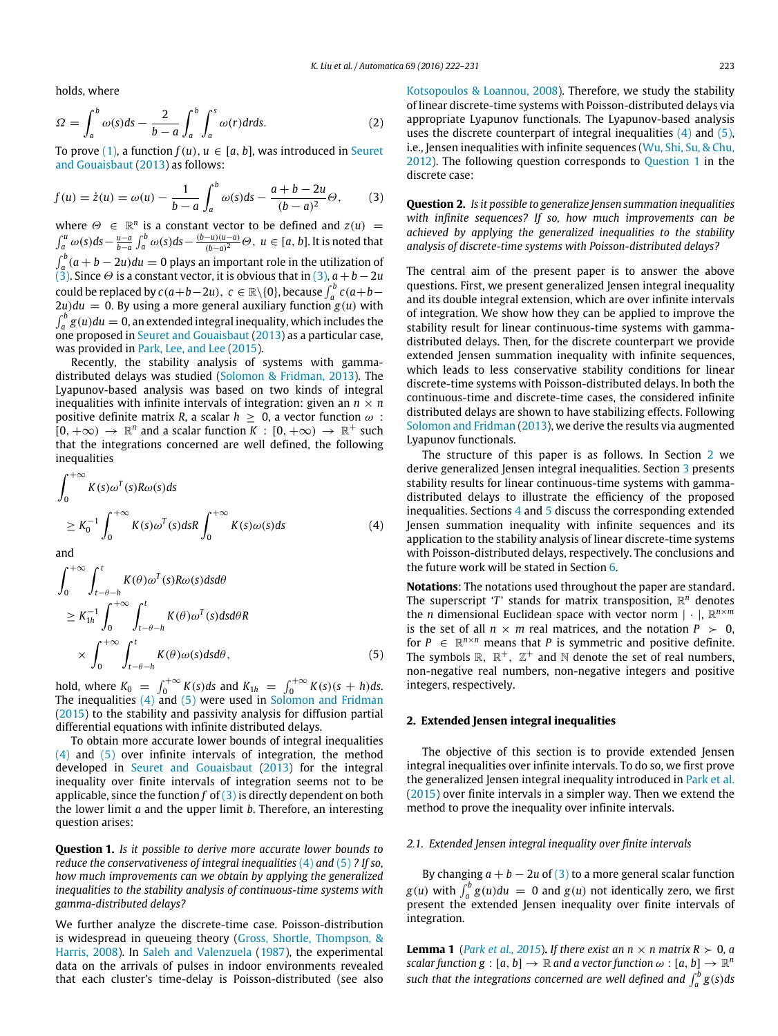holds, where

$$\Omega = \int_a^b \omega(s)ds - \frac{2}{b-a}\int_a^b \int_a^s \omega(r)drds. \tag{2}$$

To prove (1), a function $f(u)$, $u \in [a, b]$, was introduced in Seuret and Gouaisbaut (2013) as follows:

$$f(u) = \dot{z}(u) = \omega(u) - \frac{1}{b-a}\int_a^b \omega(s)ds - \frac{a+b-2u}{(b-a)^2}\Theta, \tag{3}$$

where $\Theta \in \mathbb{R}^n$ is a constant vector to be defined and $z(u) = \int_a^u \omega(s)ds - \frac{u-a}{b-a}\int_a^b \omega(s)ds - \frac{(b-u)(u-a)}{(b-a)^2}\Theta,\ u \in [a, b]$. It is noted that $\int_a^b (a+b-2u)du = 0$ plays an important role in the utilization of (3). Since $\Theta$ is a constant vector, it is obvious that in (3), $a+b-2u$ could be replaced by $c(a+b-2u),\ c \in \mathbb{R}\backslash\{0\}$, because $\int_a^b c(a+b-2u)du = 0$. By using a more general auxiliary function $g(u)$ with $\int_a^b g(u)du = 0$, an extended integral inequality, which includes the one proposed in Seuret and Gouaisbaut (2013) as a particular case, was provided in Park, Lee, and Lee (2015).

Recently, the stability analysis of systems with gamma-distributed delays was studied (Solomon & Fridman, 2013). The Lyapunov-based analysis was based on two kinds of integral inequalities with infinite intervals of integration: given an $n \times n$ positive definite matrix $R$, a scalar $h \geq 0$, a vector function $\omega : [0, +\infty) \to \mathbb{R}^n$ and a scalar function $K : [0, +\infty) \to \mathbb{R}^+$ such that the integrations concerned are well defined, the following inequalities

$$\int_0^{+\infty} K(s)\omega^T(s)R\omega(s)ds \geq K_0^{-1}\int_0^{+\infty} K(s)\omega^T(s)dsR\int_0^{+\infty} K(s)\omega(s)ds \tag{4}$$

and

$$\int_0^{+\infty}\int_{t-\theta-h}^{t} K(\theta)\omega^T(s)R\omega(s)dsd\theta \geq K_{1h}^{-1}\int_0^{+\infty}\int_{t-\theta-h}^{t} K(\theta)\omega^T(s)dsd\theta R \times \int_0^{+\infty}\int_{t-\theta-h}^{t} K(\theta)\omega(s)dsd\theta, \tag{5}$$

hold, where $K_0 = \int_0^{+\infty} K(s)ds$ and $K_{1h} = \int_0^{+\infty} K(s)(s+h)ds$. The inequalities (4) and (5) were used in Solomon and Fridman (2015) to the stability and passivity analysis for diffusion partial differential equations with infinite distributed delays.

To obtain more accurate lower bounds of integral inequalities (4) and (5) over infinite intervals of integration, the method developed in Seuret and Gouaisbaut (2013) for the integral inequality over finite intervals of integration seems not to be applicable, since the function $f$ of (3) is directly dependent on both the lower limit $a$ and the upper limit $b$. Therefore, an interesting question arises:

**Question 1.** *Is it possible to derive more accurate lower bounds to reduce the conservativeness of integral inequalities (4) and (5)? If so, how much improvements can we obtain by applying the generalized inequalities to the stability analysis of continuous-time systems with gamma-distributed delays?*

We further analyze the discrete-time case. Poisson-distribution is widespread in queueing theory (Gross, Shortle, Thompson, & Harris, 2008). In Saleh and Valenzuela (1987), the experimental data on the arrivals of pulses in indoor environments revealed that each cluster's time-delay is Poisson-distributed (see also Kotsopoulos & Loannou, 2008). Therefore, we study the stability of linear discrete-time systems with Poisson-distributed delays via appropriate Lyapunov functionals. The Lyapunov-based analysis uses the discrete counterpart of integral inequalities (4) and (5), i.e., Jensen inequalities with infinite sequences (Wu, Shi, Su, & Chu, 2012). The following question corresponds to Question 1 in the discrete case:

**Question 2.** *Is it possible to generalize Jensen summation inequalities with infinite sequences? If so, how much improvements can be achieved by applying the generalized inequalities to the stability analysis of discrete-time systems with Poisson-distributed delays?*

The central aim of the present paper is to answer the above questions. First, we present generalized Jensen integral inequality and its double integral extension, which are over infinite intervals of integration. We show how they can be applied to improve the stability result for linear continuous-time systems with gamma-distributed delays. Then, for the discrete counterpart we provide extended Jensen summation inequality with infinite sequences, which leads to less conservative stability conditions for linear discrete-time systems with Poisson-distributed delays. In both the continuous-time and discrete-time cases, the considered infinite distributed delays are shown to have stabilizing effects. Following Solomon and Fridman (2013), we derive the results via augmented Lyapunov functionals.

The structure of this paper is as follows. In Section 2 we derive generalized Jensen integral inequalities. Section 3 presents stability results for linear continuous-time systems with gamma-distributed delays to illustrate the efficiency of the proposed inequalities. Sections 4 and 5 discuss the corresponding extended Jensen summation inequality with infinite sequences and its application to the stability analysis of linear discrete-time systems with Poisson-distributed delays, respectively. The conclusions and the future work will be stated in Section 6.

**Notations**: The notations used throughout the paper are standard. The superscript '$T$' stands for matrix transposition, $\mathbb{R}^n$ denotes the $n$ dimensional Euclidean space with vector norm $|\cdot|$, $\mathbb{R}^{n\times m}$ is the set of all $n \times m$ real matrices, and the notation $P \succ 0$, for $P \in \mathbb{R}^{n\times n}$ means that $P$ is symmetric and positive definite. The symbols $\mathbb{R}$, $\mathbb{R}^+$, $\mathbb{Z}^+$ and $\mathbb{N}$ denote the set of real numbers, non-negative real numbers, non-negative integers and positive integers, respectively.

## 2. Extended Jensen integral inequalities

The objective of this section is to provide extended Jensen integral inequalities over infinite intervals. To do so, we first prove the generalized Jensen integral inequality introduced in Park et al. (2015) over finite intervals in a simpler way. Then we extend the method to prove the inequality over infinite intervals.

### 2.1. Extended Jensen integral inequality over finite intervals

By changing $a+b-2u$ of (3) to a more general scalar function $g(u)$ with $\int_a^b g(u)du = 0$ and $g(u)$ not identically zero, we first present the extended Jensen inequality over finite intervals of integration.

**Lemma 1** (*Park et al., 2015*)**.** *If there exist an $n \times n$ matrix $R \succ 0$, a scalar function $g : [a, b] \to \mathbb{R}$ and a vector function $\omega : [a, b] \to \mathbb{R}^n$ such that the integrations concerned are well defined and $\int_a^b g(s)ds$*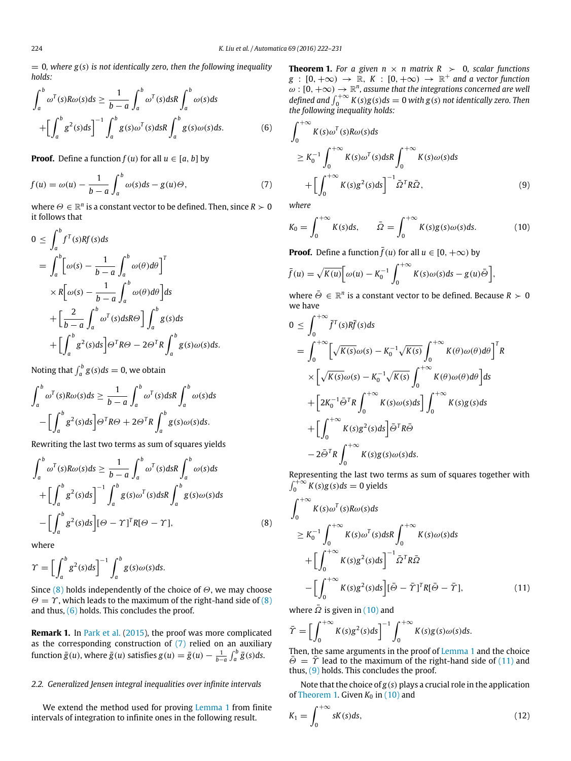$= 0$, *where $g(s)$ is not identically zero, then the following inequality holds:*

$$\int_a^b \omega^T(s)R\omega(s)ds \geq \frac{1}{b-a}\int_a^b \omega^T(s)dsR\int_a^b \omega(s)ds$$
$$+\Big[\int_a^b g^2(s)ds\Big]^{-1}\int_a^b g(s)\omega^T(s)dsR\int_a^b g(s)\omega(s)ds. \qquad (6)$$

**Proof.** Define a function $f(u)$ for all $u \in [a, b]$ by

$$f(u) = \omega(u) - \frac{1}{b-a}\int_a^b \omega(s)ds - g(u)\Theta, \qquad (7)$$

where $\Theta \in \mathbb{R}^n$ is a constant vector to be defined. Then, since $R \succ 0$ it follows that

$$0 \leq \int_a^b f^T(s)Rf(s)ds$$
$$= \int_a^b \Big[\omega(s) - \frac{1}{b-a}\int_a^b \omega(\theta)d\theta\Big]^T$$
$$\times R\Big[\omega(s) - \frac{1}{b-a}\int_a^b \omega(\theta)d\theta\Big]ds$$
$$+\Big[\frac{2}{b-a}\int_a^b \omega^T(s)dsR\Theta\Big]\int_a^b g(s)ds$$
$$+\Big[\int_a^b g^2(s)ds\Big]\Theta^T R\Theta - 2\Theta^T R\int_a^b g(s)\omega(s)ds.$$

Noting that $\int_a^b g(s)ds = 0$, we obtain

$$\int_a^b \omega^T(s)R\omega(s)ds \geq \frac{1}{b-a}\int_a^b \omega^T(s)dsR\int_a^b \omega(s)ds$$
$$-\Big[\int_a^b g^2(s)ds\Big]\Theta^T R\Theta + 2\Theta^T R\int_a^b g(s)\omega(s)ds.$$

Rewriting the last two terms as sum of squares yields

$$\int_a^b \omega^T(s)R\omega(s)ds \geq \frac{1}{b-a}\int_a^b \omega^T(s)dsR\int_a^b \omega(s)ds$$
$$+\Big[\int_a^b g^2(s)ds\Big]^{-1}\int_a^b g(s)\omega^T(s)dsR\int_a^b g(s)\omega(s)ds$$
$$-\Big[\int_a^b g^2(s)ds\Big][\Theta - \Upsilon]^T R[\Theta - \Upsilon], \qquad (8)$$

where

$$\Upsilon = \Big[\int_a^b g^2(s)ds\Big]^{-1}\int_a^b g(s)\omega(s)ds.$$

Since (8) holds independently of the choice of $\Theta$, we may choose $\Theta = \Upsilon$, which leads to the maximum of the right-hand side of (8) and thus, (6) holds. This concludes the proof.

**Remark 1.** In Park et al. (2015), the proof was more complicated as the corresponding construction of (7) relied on an auxiliary function $\bar{g}(u)$, where $\bar{g}(u)$ satisfies $g(u) = \bar{g}(u) - \frac{1}{b-a}\int_a^b \bar{g}(s)ds$.

### 2.2. Generalized Jensen integral inequalities over infinite intervals

We extend the method used for proving Lemma 1 from finite intervals of integration to infinite ones in the following result.

**Theorem 1.** *For a given $n \times n$ matrix $R \succ 0$, scalar functions $g : [0, +\infty) \to \mathbb{R}$, $K : [0, +\infty) \to \mathbb{R}^+$ and a vector function $\omega : [0, +\infty) \to \mathbb{R}^n$, assume that the integrations concerned are well defined and $\int_0^{+\infty} K(s)g(s)ds = 0$ with $g(s)$ not identically zero. Then the following inequality holds:*

$$\int_0^{+\infty} K(s)\omega^T(s)R\omega(s)ds$$
$$\geq K_0^{-1}\int_0^{+\infty} K(s)\omega^T(s)dsR\int_0^{+\infty} K(s)\omega(s)ds$$
$$+\Big[\int_0^{+\infty} K(s)g^2(s)ds\Big]^{-1}\bar{\Omega}^T R\bar{\Omega}, \qquad (9)$$

*where*

$$K_0 = \int_0^{+\infty} K(s)ds, \qquad \bar{\Omega} = \int_0^{+\infty} K(s)g(s)\omega(s)ds. \qquad (10)$$

**Proof.** Define a function $\bar{f}(u)$ for all $u \in [0, +\infty)$ by

$$\bar{f}(u) = \sqrt{K(u)}\Big[\omega(u) - K_0^{-1}\int_0^{+\infty} K(s)\omega(s)ds - g(u)\bar{\Theta}\Big],$$

where $\bar{\Theta} \in \mathbb{R}^n$ is a constant vector to be defined. Because $R \succ 0$ we have

$$0 \leq \int_0^{+\infty} \bar{f}^T(s)R\bar{f}(s)ds$$
$$= \int_0^{+\infty}\Big[\sqrt{K(s)}\omega(s) - K_0^{-1}\sqrt{K(s)}\int_0^{+\infty} K(\theta)\omega(\theta)d\theta\Big]^T R$$
$$\times\Big[\sqrt{K(s)}\omega(s) - K_0^{-1}\sqrt{K(s)}\int_0^{+\infty} K(\theta)\omega(\theta)d\theta\Big]ds$$
$$+\Big[2K_0^{-1}\bar{\Theta}^T R\int_0^{+\infty} K(s)\omega(s)ds\Big]\int_0^{+\infty} K(s)g(s)ds$$
$$+\Big[\int_0^{+\infty} K(s)g^2(s)ds\Big]\bar{\Theta}^T R\bar{\Theta}$$
$$-2\bar{\Theta}^T R\int_0^{+\infty} K(s)g(s)\omega(s)ds.$$

Representing the last two terms as sum of squares together with $\int_0^{+\infty} K(s)g(s)ds = 0$ yields

$$\int_0^{+\infty} K(s)\omega^T(s)R\omega(s)ds$$
$$\geq K_0^{-1}\int_0^{+\infty} K(s)\omega^T(s)dsR\int_0^{+\infty} K(s)\omega(s)ds$$
$$+\Big[\int_0^{+\infty} K(s)g^2(s)ds\Big]^{-1}\bar{\Omega}^T R\bar{\Omega}$$
$$-\Big[\int_0^{+\infty} K(s)g^2(s)ds\Big][\bar{\Theta} - \bar{\Upsilon}]^T R[\bar{\Theta} - \bar{\Upsilon}], \qquad (11)$$

where $\bar{\Omega}$ is given in (10) and

$$\bar{\Upsilon} = \Big[\int_0^{+\infty} K(s)g^2(s)ds\Big]^{-1}\int_0^{+\infty} K(s)g(s)\omega(s)ds.$$

Then, the same arguments in the proof of Lemma 1 and the choice $\bar{\Theta} = \bar{\Upsilon}$ lead to the maximum of the right-hand side of (11) and thus, (9) holds. This concludes the proof.

Note that the choice of $g(s)$ plays a crucial role in the application of Theorem 1. Given $K_0$ in (10) and

$$K_1 = \int_0^{+\infty} sK(s)ds, \qquad (12)$$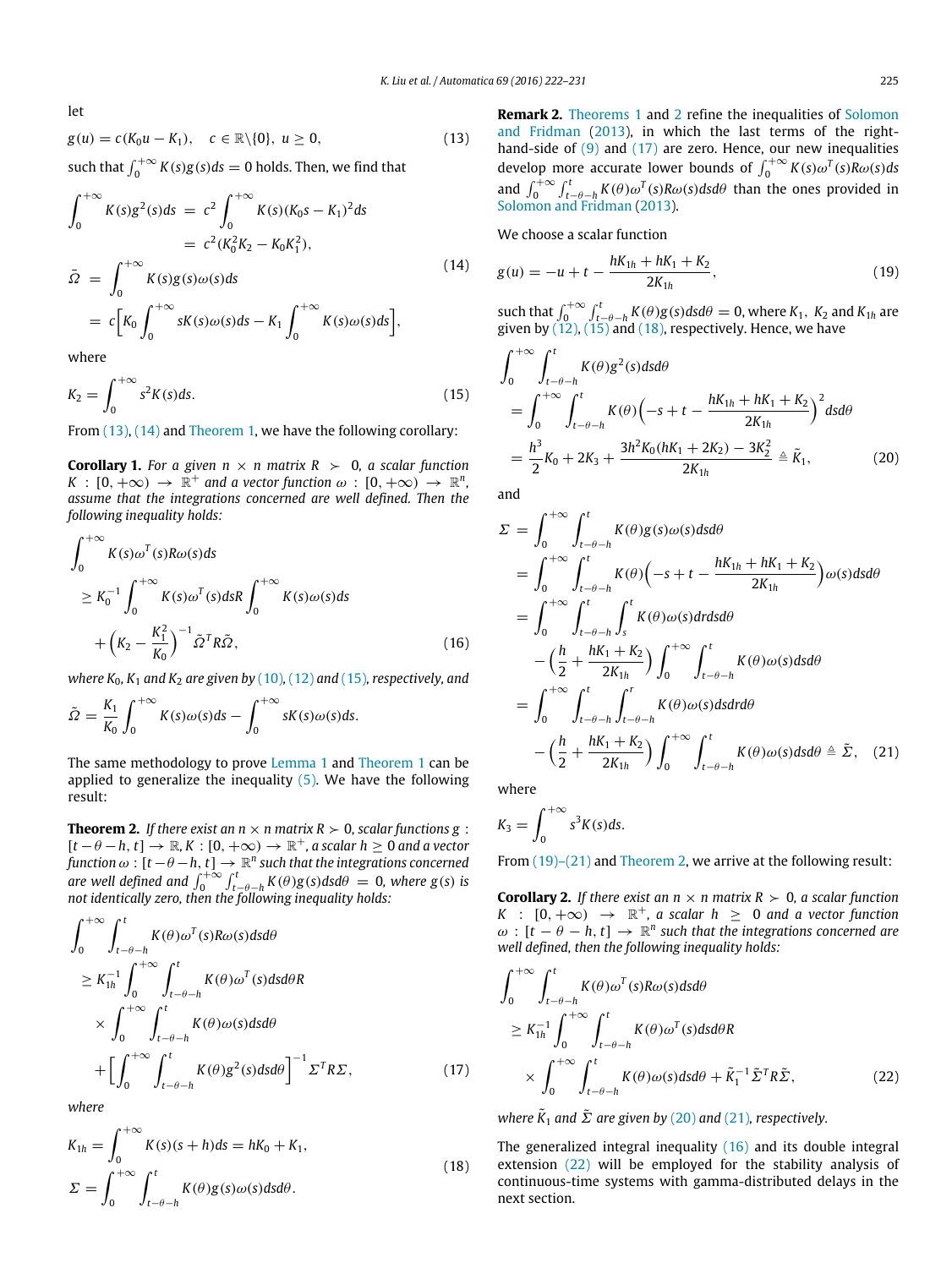let

$$g(u) = c(K_0 u - K_1), \quad c \in \mathbb{R}\backslash\{0\}, \; u \geq 0, \tag{13}$$

such that $\int_0^{+\infty} K(s)g(s)ds = 0$ holds. Then, we find that

$$\begin{aligned}
\int_0^{+\infty} K(s)g^2(s)ds &= c^2 \int_0^{+\infty} K(s)(K_0 s - K_1)^2 ds \\
&= c^2(K_0^2 K_2 - K_0 K_1^2), \\
\bar{\Omega} &= \int_0^{+\infty} K(s)g(s)\omega(s)ds \\
&= c\Big[K_0 \int_0^{+\infty} sK(s)\omega(s)ds - K_1 \int_0^{+\infty} K(s)\omega(s)ds\Big],
\end{aligned} \tag{14}$$

where

$$K_2 = \int_0^{+\infty} s^2 K(s)ds. \tag{15}$$

From (13), (14) and Theorem 1, we have the following corollary:

**Corollary 1.** *For a given $n \times n$ matrix $R \succ 0$, a scalar function $K : [0, +\infty) \to \mathbb{R}^+$ and a vector function $\omega : [0, +\infty) \to \mathbb{R}^n$, assume that the integrations concerned are well defined. Then the following inequality holds:*

$$\begin{aligned}
&\int_0^{+\infty} K(s)\omega^T(s)R\omega(s)ds \\
&\geq K_0^{-1} \int_0^{+\infty} K(s)\omega^T(s)dsR \int_0^{+\infty} K(s)\omega(s)ds \\
&\quad + \Big(K_2 - \frac{K_1^2}{K_0}\Big)^{-1} \tilde{\Omega}^T R \tilde{\Omega},
\end{aligned} \tag{16}$$

*where $K_0$, $K_1$ and $K_2$ are given by (10), (12) and (15), respectively, and*

$$\tilde{\Omega} = \frac{K_1}{K_0} \int_0^{+\infty} K(s)\omega(s)ds - \int_0^{+\infty} sK(s)\omega(s)ds.$$

The same methodology to prove Lemma 1 and Theorem 1 can be applied to generalize the inequality (5). We have the following result:

**Theorem 2.** *If there exist an $n \times n$ matrix $R \succ 0$, scalar functions $g : [t-\theta-h, t] \to \mathbb{R}$, $K : [0, +\infty) \to \mathbb{R}^+$, a scalar $h \geq 0$ and a vector function $\omega : [t-\theta-h, t] \to \mathbb{R}^n$ such that the integrations concerned are well defined and $\int_0^{+\infty} \int_{t-\theta-h}^{t} K(\theta)g(s)dsd\theta = 0$, where $g(s)$ is not identically zero, then the following inequality holds:*

$$\begin{aligned}
&\int_0^{+\infty} \int_{t-\theta-h}^{t} K(\theta)\omega^T(s)R\omega(s)dsd\theta \\
&\geq K_{1h}^{-1} \int_0^{+\infty} \int_{t-\theta-h}^{t} K(\theta)\omega^T(s)dsd\theta R \\
&\quad \times \int_0^{+\infty} \int_{t-\theta-h}^{t} K(\theta)\omega(s)dsd\theta \\
&\quad + \Big[\int_0^{+\infty} \int_{t-\theta-h}^{t} K(\theta)g^2(s)dsd\theta\Big]^{-1} \Sigma^T R \Sigma,
\end{aligned} \tag{17}$$

*where*

$$\begin{aligned}
K_{1h} &= \int_0^{+\infty} K(s)(s+h)ds = hK_0 + K_1, \\
\Sigma &= \int_0^{+\infty} \int_{t-\theta-h}^{t} K(\theta)g(s)\omega(s)dsd\theta.
\end{aligned} \tag{18}$$

**Remark 2.** Theorems 1 and 2 refine the inequalities of Solomon and Fridman (2013), in which the last terms of the right-hand-side of (9) and (17) are zero. Hence, our new inequalities develop more accurate lower bounds of $\int_0^{+\infty} K(s)\omega^T(s)R\omega(s)ds$ and $\int_0^{+\infty} \int_{t-\theta-h}^{t} K(\theta)\omega^T(s)R\omega(s)dsd\theta$ than the ones provided in Solomon and Fridman (2013).

We choose a scalar function

$$g(u) = -u + t - \frac{hK_{1h} + hK_1 + K_2}{2K_{1h}}, \tag{19}$$

such that $\int_0^{+\infty} \int_{t-\theta-h}^{t} K(\theta)g(s)dsd\theta = 0$, where $K_1$, $K_2$ and $K_{1h}$ are given by (12), (15) and (18), respectively. Hence, we have

$$\begin{aligned}
&\int_0^{+\infty} \int_{t-\theta-h}^{t} K(\theta)g^2(s)dsd\theta \\
&= \int_0^{+\infty} \int_{t-\theta-h}^{t} K(\theta)\Big(-s + t - \frac{hK_{1h} + hK_1 + K_2}{2K_{1h}}\Big)^2 dsd\theta \\
&= \frac{h^3}{2}K_0 + 2K_3 + \frac{3h^2 K_0(hK_1 + 2K_2) - 3K_2^2}{2K_{1h}} \triangleq \tilde{K}_1,
\end{aligned} \tag{20}$$

and

$$\begin{aligned}
\Sigma &= \int_0^{+\infty} \int_{t-\theta-h}^{t} K(\theta)g(s)\omega(s)dsd\theta \\
&= \int_0^{+\infty} \int_{t-\theta-h}^{t} K(\theta)\Big(-s + t - \frac{hK_{1h} + hK_1 + K_2}{2K_{1h}}\Big)\omega(s)dsd\theta \\
&= \int_0^{+\infty} \int_{t-\theta-h}^{t} \int_s^t K(\theta)\omega(s)drdsd\theta \\
&\quad - \Big(\frac{h}{2} + \frac{hK_1 + K_2}{2K_{1h}}\Big) \int_0^{+\infty} \int_{t-\theta-h}^{t} K(\theta)\omega(s)dsd\theta \\
&= \int_0^{+\infty} \int_{t-\theta-h}^{t} \int_{t-\theta-h}^{r} K(\theta)\omega(s)dsdrd\theta \\
&\quad - \Big(\frac{h}{2} + \frac{hK_1 + K_2}{2K_{1h}}\Big) \int_0^{+\infty} \int_{t-\theta-h}^{t} K(\theta)\omega(s)dsd\theta \triangleq \tilde{\Sigma},
\end{aligned} \tag{21}$$

where

$$K_3 = \int_0^{+\infty} s^3 K(s)ds.$$

From (19)–(21) and Theorem 2, we arrive at the following result:

**Corollary 2.** *If there exist an $n \times n$ matrix $R \succ 0$, a scalar function $K : [0, +\infty) \to \mathbb{R}^+$, a scalar $h \geq 0$ and a vector function $\omega : [t-\theta-h, t] \to \mathbb{R}^n$ such that the integrations concerned are well defined, then the following inequality holds:*

$$\begin{aligned}
&\int_0^{+\infty} \int_{t-\theta-h}^{t} K(\theta)\omega^T(s)R\omega(s)dsd\theta \\
&\geq K_{1h}^{-1} \int_0^{+\infty} \int_{t-\theta-h}^{t} K(\theta)\omega^T(s)dsd\theta R \\
&\quad \times \int_0^{+\infty} \int_{t-\theta-h}^{t} K(\theta)\omega(s)dsd\theta + \tilde{K}_1^{-1} \tilde{\Sigma}^T R \tilde{\Sigma},
\end{aligned} \tag{22}$$

*where $\tilde{K}_1$ and $\tilde{\Sigma}$ are given by (20) and (21), respectively.*

The generalized integral inequality (16) and its double integral extension (22) will be employed for the stability analysis of continuous-time systems with gamma-distributed delays in the next section.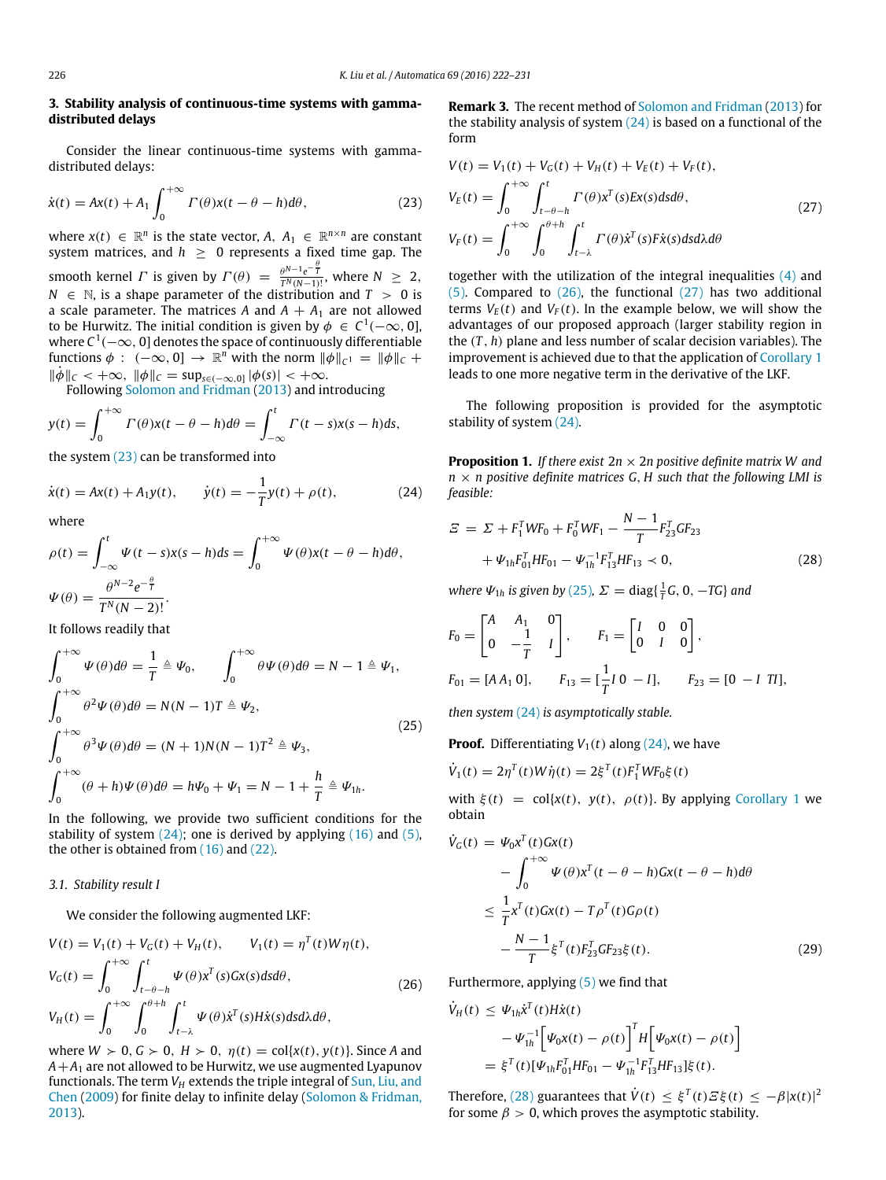## 3. Stability analysis of continuous-time systems with gamma-distributed delays

Consider the linear continuous-time systems with gamma-distributed delays:

$$\dot{x}(t) = Ax(t) + A_1 \int_0^{+\infty} \Gamma(\theta) x(t-\theta-h) d\theta, \tag{23}$$

where $x(t) \in \mathbb{R}^n$ is the state vector, $A$, $A_1 \in \mathbb{R}^{n\times n}$ are constant system matrices, and $h \geq 0$ represents a fixed time gap. The smooth kernel $\Gamma$ is given by $\Gamma(\theta) = \frac{\theta^{N-1} e^{-\frac{\theta}{T}}}{T^N (N-1)!}$, where $N \geq 2$, $N \in \mathbb{N}$, is a shape parameter of the distribution and $T > 0$ is a scale parameter. The matrices $A$ and $A + A_1$ are not allowed to be Hurwitz. The initial condition is given by $\phi \in C^1(-\infty, 0]$, where $C^1(-\infty, 0]$ denotes the space of continuously differentiable functions $\phi : (-\infty, 0] \to \mathbb{R}^n$ with the norm $\|\phi\|_{C^1} = \|\phi\|_C + \|\dot{\phi}\|_C < +\infty$, $\|\phi\|_C = \sup_{s\in(-\infty,0]} |\phi(s)| < +\infty$.

Following Solomon and Fridman (2013) and introducing

$$y(t) = \int_0^{+\infty} \Gamma(\theta) x(t-\theta-h) d\theta = \int_{-\infty}^{t} \Gamma(t-s) x(s-h) ds,$$

the system (23) can be transformed into

$$\dot{x}(t) = Ax(t) + A_1 y(t), \qquad \dot{y}(t) = -\frac{1}{T} y(t) + \rho(t), \tag{24}$$

where

$$\rho(t) = \int_{-\infty}^{t} \Psi(t-s) x(s-h) ds = \int_0^{+\infty} \Psi(\theta) x(t-\theta-h) d\theta,$$

$$\Psi(\theta) = \frac{\theta^{N-2} e^{-\frac{\theta}{T}}}{T^N (N-2)!}.$$

It follows readily that

$$\begin{aligned}
&\int_0^{+\infty} \Psi(\theta) d\theta = \frac{1}{T} \triangleq \Psi_0, \qquad \int_0^{+\infty} \theta \Psi(\theta) d\theta = N-1 \triangleq \Psi_1,\\
&\int_0^{+\infty} \theta^2 \Psi(\theta) d\theta = N(N-1)T \triangleq \Psi_2,\\
&\int_0^{+\infty} \theta^3 \Psi(\theta) d\theta = (N+1)N(N-1)T^2 \triangleq \Psi_3,\\
&\int_0^{+\infty} (\theta+h) \Psi(\theta) d\theta = h\Psi_0 + \Psi_1 = N-1+\frac{h}{T} \triangleq \Psi_{1h}.
\end{aligned} \tag{25}$$

In the following, we provide two sufficient conditions for the stability of system (24); one is derived by applying (16) and (5), the other is obtained from (16) and (22).

### 3.1. Stability result I

We consider the following augmented LKF:

$$\begin{aligned}
V(t) &= V_1(t) + V_G(t) + V_H(t), \qquad V_1(t) = \eta^T(t) W \eta(t),\\
V_G(t) &= \int_0^{+\infty} \int_{t-\theta-h}^{t} \Psi(\theta) x^T(s) G x(s) ds d\theta,\\
V_H(t) &= \int_0^{+\infty} \int_0^{\theta+h} \int_{t-\lambda}^{t} \Psi(\theta) \dot{x}^T(s) H \dot{x}(s) ds d\lambda d\theta,
\end{aligned} \tag{26}$$

where $W \succ 0$, $G \succ 0$, $H \succ 0$, $\eta(t) = \mathrm{col}\{x(t), y(t)\}$. Since $A$ and $A + A_1$ are not allowed to be Hurwitz, we use augmented Lyapunov functionals. The term $V_H$ extends the triple integral of Sun, Liu, and Chen (2009) for finite delay to infinite delay (Solomon & Fridman, 2013).

**Remark 3.** The recent method of Solomon and Fridman (2013) for the stability analysis of system (24) is based on a functional of the form

$$\begin{aligned}
V(t) &= V_1(t) + V_G(t) + V_H(t) + V_E(t) + V_F(t),\\
V_E(t) &= \int_0^{+\infty} \int_{t-\theta-h}^{t} \Gamma(\theta) x^T(s) E x(s) ds d\theta,\\
V_F(t) &= \int_0^{+\infty} \int_0^{\theta+h} \int_{t-\lambda}^{t} \Gamma(\theta) \dot{x}^T(s) F \dot{x}(s) ds d\lambda d\theta
\end{aligned} \tag{27}$$

together with the utilization of the integral inequalities (4) and (5). Compared to (26), the functional (27) has two additional terms $V_E(t)$ and $V_F(t)$. In the example below, we will show the advantages of our proposed approach (larger stability region in the $(T, h)$ plane and less number of scalar decision variables). The improvement is achieved due to that the application of Corollary 1 leads to one more negative term in the derivative of the LKF.

The following proposition is provided for the asymptotic stability of system (24).

**Proposition 1.** *If there exist $2n \times 2n$ positive definite matrix $W$ and $n \times n$ positive definite matrices $G, H$ such that the following LMI is feasible:*

$$\begin{aligned}
\Xi = \; &\Sigma + F_1^T W F_0 + F_0^T W F_1 - \frac{N-1}{T} F_{23}^T G F_{23}\\
&+ \Psi_{1h} F_{01}^T H F_{01} - \Psi_{1h}^{-1} F_{13}^T H F_{13} \prec 0,
\end{aligned} \tag{28}$$

*where $\Psi_{1h}$ is given by (25), $\Sigma = \mathrm{diag}\{\frac{1}{T}G, 0, -TG\}$ and*

$$F_0 = \begin{bmatrix} A & A_1 & 0 \\ 0 & -\frac{1}{T} & I \end{bmatrix}, \qquad F_1 = \begin{bmatrix} I & 0 & 0 \\ 0 & I & 0 \end{bmatrix},$$

$$F_{01} = [A \; A_1 \; 0], \qquad F_{13} = [\tfrac{1}{T} I \; 0 \; -I], \qquad F_{23} = [0 \; -I \; TI],$$

*then system (24) is asymptotically stable.*

**Proof.** Differentiating $V_1(t)$ along (24), we have

$$\dot{V}_1(t) = 2\eta^T(t) W \dot{\eta}(t) = 2\xi^T(t) F_1^T W F_0 \xi(t)$$

with $\xi(t) = \mathrm{col}\{x(t), y(t), \rho(t)\}$. By applying Corollary 1 we obtain

$$\begin{aligned}
\dot{V}_G(t) &= \Psi_0 x^T(t) G x(t)\\
&\quad - \int_0^{+\infty} \Psi(\theta) x^T(t-\theta-h) G x(t-\theta-h) d\theta\\
&\leq \frac{1}{T} x^T(t) G x(t) - T\rho^T(t) G \rho(t)\\
&\quad - \frac{N-1}{T} \xi^T(t) F_{23}^T G F_{23} \xi(t).
\end{aligned} \tag{29}$$

Furthermore, applying (5) we find that

$$\begin{aligned}
\dot{V}_H(t) &\leq \Psi_{1h} \dot{x}^T(t) H \dot{x}(t)\\
&\quad - \Psi_{1h}^{-1} \Big[\Psi_0 x(t) - \rho(t)\Big]^T H \Big[\Psi_0 x(t) - \rho(t)\Big]\\
&= \xi^T(t) [\Psi_{1h} F_{01}^T H F_{01} - \Psi_{1h}^{-1} F_{13}^T H F_{13}] \xi(t).
\end{aligned}$$

Therefore, (28) guarantees that $\dot{V}(t) \leq \xi^T(t) \Xi \xi(t) \leq -\beta |x(t)|^2$ for some $\beta > 0$, which proves the asymptotic stability.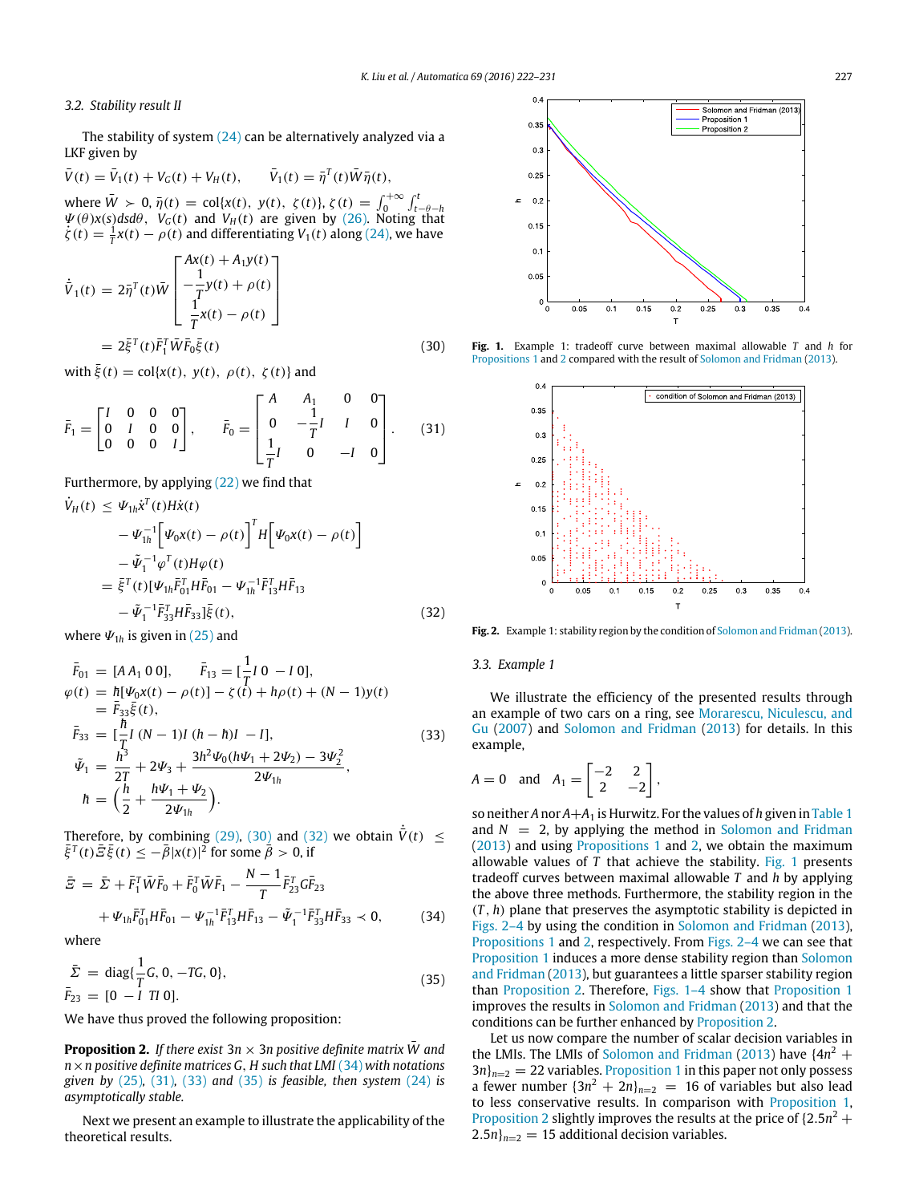### 3.2. Stability result II

The stability of system (24) can be alternatively analyzed via a LKF given by

$$\bar{V}(t) = \bar{V}_1(t) + V_G(t) + V_H(t), \qquad \bar{V}_1(t) = \bar{\eta}^T(t)\bar{W}\bar{\eta}(t),$$

where $\bar{W} \succ 0$, $\bar{\eta}(t) = \text{col}\{x(t),\ y(t),\ \zeta(t)\}$, $\zeta(t) = \int_0^{+\infty}\int_{t-\theta-h}^{t} \Psi(\theta)x(s)dsd\theta$, $V_G(t)$ and $V_H(t)$ are given by (26). Noting that $\dot{\zeta}(t) = \frac{1}{T}x(t) - \rho(t)$ and differentiating $V_1(t)$ along (24), we have

$$\begin{aligned}
\dot{\bar{V}}_1(t) &= 2\bar{\eta}^T(t)\bar{W}\begin{bmatrix} Ax(t) + A_1 y(t) \\ -\frac{1}{T}y(t) + \rho(t) \\ \frac{1}{T}x(t) - \rho(t) \end{bmatrix} \\
&= 2\bar{\xi}^T(t)\bar{F}_1^T\bar{W}\bar{F}_0\bar{\xi}(t)
\end{aligned} \tag{30}$$

with $\bar{\xi}(t) = \text{col}\{x(t),\ y(t),\ \rho(t),\ \zeta(t)\}$ and

$$\bar{F}_1 = \begin{bmatrix} I & 0 & 0 & 0 \\ 0 & I & 0 & 0 \\ 0 & 0 & 0 & I \end{bmatrix}, \qquad \bar{F}_0 = \begin{bmatrix} A & A_1 & 0 & 0 \\ 0 & -\frac{1}{T}I & I & 0 \\ \frac{1}{T}I & 0 & -I & 0 \end{bmatrix}. \tag{31}$$

Furthermore, by applying (22) we find that

$$\begin{aligned}
\dot{V}_H(t) &\le \Psi_{1h}\dot{x}^T(t)H\dot{x}(t) \\
&\quad - \Psi_{1h}^{-1}\Big[\Psi_0 x(t) - \rho(t)\Big]^T H\Big[\Psi_0 x(t) - \rho(t)\Big] \\
&\quad - \tilde{\Psi}_1^{-1}\varphi^T(t)H\varphi(t) \\
&= \bar{\xi}^T(t)[\Psi_{1h}\bar{F}_{01}^T H\bar{F}_{01} - \Psi_{1h}^{-1}\bar{F}_{13}^T H\bar{F}_{13} \\
&\quad - \tilde{\Psi}_1^{-1}\bar{F}_{33}^T H\bar{F}_{33}]\bar{\xi}(t),
\end{aligned} \tag{32}$$

where $\Psi_{1h}$ is given in (25) and

$$\begin{aligned}
\bar{F}_{01} &= [A\ A_1\ 0\ 0], \qquad \bar{F}_{13} = [\tfrac{1}{T}I\ 0\ -I\ 0], \\
\varphi(t) &= \hbar[\Psi_0 x(t) - \rho(t)] - \zeta(t) + h\rho(t) + (N-1)y(t) \\
&= \bar{F}_{33}\bar{\xi}(t), \\
\bar{F}_{33} &= [\tfrac{\hbar}{T}I\ (N-1)I\ (h-\hbar)I\ -I], \\
\tilde{\Psi}_1 &= \frac{h^3}{2T} + 2\Psi_3 + \frac{3h^2\Psi_0(h\Psi_1 + 2\Psi_2) - 3\Psi_2^2}{2\Psi_{1h}}, \\
\hbar &= \Big(\frac{h}{2} + \frac{h\Psi_1 + \Psi_2}{2\Psi_{1h}}\Big).
\end{aligned} \tag{33}$$

Therefore, by combining (29), (30) and (32) we obtain $\dot{\bar{V}}(t) \le \bar{\xi}^T(t)\bar{\Xi}\bar{\xi}(t) \le -\bar{\beta}|x(t)|^2$ for some $\bar{\beta} > 0$, if

$$\begin{aligned}
\bar{\Xi} &= \bar{\Sigma} + \bar{F}_1^T\bar{W}\bar{F}_0 + \bar{F}_0^T\bar{W}\bar{F}_1 - \frac{N-1}{T}\bar{F}_{23}^T G\bar{F}_{23} \\
&\quad + \Psi_{1h}\bar{F}_{01}^T H\bar{F}_{01} - \Psi_{1h}^{-1}\bar{F}_{13}^T H\bar{F}_{13} - \tilde{\Psi}_1^{-1}\bar{F}_{33}^T H\bar{F}_{33} \prec 0,
\end{aligned} \tag{34}$$

where

$$\begin{aligned}
\bar{\Sigma} &= \text{diag}\{\tfrac{1}{T}G, 0, -TG, 0\}, \\
\bar{F}_{23} &= [0\ -I\ TI\ 0].
\end{aligned} \tag{35}$$

We have thus proved the following proposition:

**Proposition 2.** *If there exist $3n \times 3n$ positive definite matrix $\bar{W}$ and $n \times n$ positive definite matrices $G$, $H$ such that LMI (34) with notations given by (25), (31), (33) and (35) is feasible, then system (24) is asymptotically stable.*

Next we present an example to illustrate the applicability of the theoretical results.

**Fig. 1.** Example 1: tradeoff curve between maximal allowable $T$ and $h$ for Propositions 1 and 2 compared with the result of Solomon and Fridman (2013).

**Fig. 2.** Example 1: stability region by the condition of Solomon and Fridman (2013).

### 3.3. Example 1

We illustrate the efficiency of the presented results through an example of two cars on a ring, see Morarescu, Niculescu, and Gu (2007) and Solomon and Fridman (2013) for details. In this example,

$$A = 0 \quad \text{and} \quad A_1 = \begin{bmatrix} -2 & 2 \\ 2 & -2 \end{bmatrix},$$

so neither $A$ nor $A + A_1$ is Hurwitz. For the values of $h$ given in Table 1 and $N = 2$, by applying the method in Solomon and Fridman (2013) and using Propositions 1 and 2, we obtain the maximum allowable values of $T$ that achieve the stability. Fig. 1 presents tradeoff curves between maximal allowable $T$ and $h$ by applying the above three methods. Furthermore, the stability region in the $(T, h)$ plane that preserves the asymptotic stability is depicted in Figs. 2–4 by using the condition in Solomon and Fridman (2013), Propositions 1 and 2, respectively. From Figs. 2–4 we can see that Proposition 1 induces a more dense stability region than Solomon and Fridman (2013), but guarantees a little sparser stability region than Proposition 2. Therefore, Figs. 1–4 show that Proposition 1 improves the results in Solomon and Fridman (2013) and that the conditions can be further enhanced by Proposition 2.

Let us now compare the number of scalar decision variables in the LMIs. The LMIs of Solomon and Fridman (2013) have $\{4n^2 + 3n\}_{n=2} = 22$ variables. Proposition 1 in this paper not only possess a fewer number $\{3n^2 + 2n\}_{n=2} = 16$ of variables but also lead to less conservative results. In comparison with Proposition 1, Proposition 2 slightly improves the results at the price of $\{2.5n^2 + 2.5n\}_{n=2} = 15$ additional decision variables.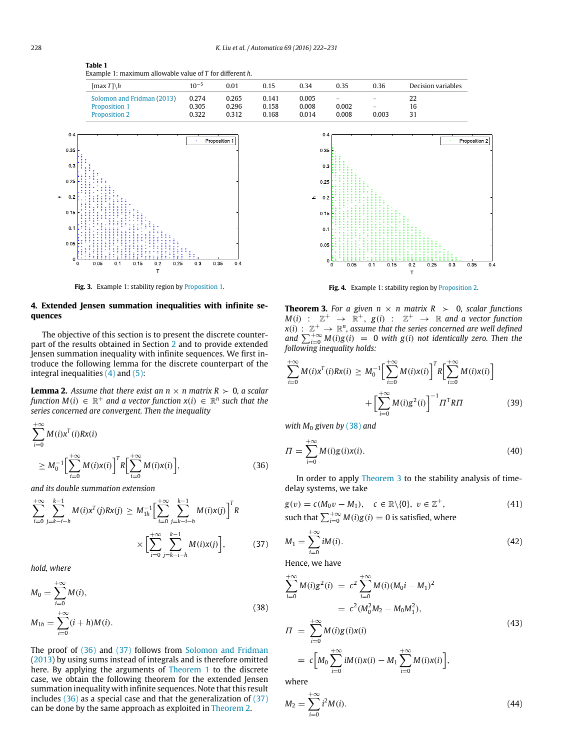**Table 1**
Example 1: maximum allowable value of $T$ for different $h$.

| $[\max T]\backslash h$ | $10^{-5}$ | 0.01 | 0.15 | 0.34 | 0.35 | 0.36 | Decision variables |
|---|---|---|---|---|---|---|---|
| Solomon and Fridman (2013) | 0.274 | 0.265 | 0.141 | 0.005 | – | – | 22 |
| Proposition 1 | 0.305 | 0.296 | 0.158 | 0.008 | 0.002 | – | 16 |
| Proposition 2 | 0.322 | 0.312 | 0.168 | 0.014 | 0.008 | 0.003 | 31 |

**Fig. 3.** Example 1: stability region by Proposition 1.

**Fig. 4.** Example 1: stability region by Proposition 2.

## 4. Extended Jensen summation inequalities with infinite sequences

The objective of this section is to present the discrete counterpart of the results obtained in Section 2 and to provide extended Jensen summation inequalities with infinite sequences. We first introduce the following lemma for the discrete counterpart of the integral inequalities (4) and (5):

**Lemma 2.** *Assume that there exist an $n \times n$ matrix $R \succ 0$, a scalar function $M(i) \in \mathbb{R}^+$ and a vector function $x(i) \in \mathbb{R}^n$ such that the series concerned are convergent. Then the inequality*

$$\sum_{i=0}^{+\infty} M(i)x^T(i)Rx(i) \geq M_0^{-1}\Big[\sum_{i=0}^{+\infty} M(i)x(i)\Big]^T R\Big[\sum_{i=0}^{+\infty} M(i)x(i)\Big], \tag{36}$$

*and its double summation extension*

$$\sum_{i=0}^{+\infty}\sum_{j=k-i-h}^{k-1} M(i)x^T(j)Rx(j) \geq M_{1h}^{-1}\Big[\sum_{i=0}^{+\infty}\sum_{j=k-i-h}^{k-1} M(i)x(j)\Big]^T R \times \Big[\sum_{i=0}^{+\infty}\sum_{j=k-i-h}^{k-1} M(i)x(j)\Big], \tag{37}$$

*hold, where*

$$M_0 = \sum_{i=0}^{+\infty} M(i), \qquad M_{1h} = \sum_{i=0}^{+\infty}(i+h)M(i). \tag{38}$$

The proof of (36) and (37) follows from Solomon and Fridman (2013) by using sums instead of integrals and is therefore omitted here. By applying the arguments of Theorem 1 to the discrete case, we obtain the following theorem for the extended Jensen summation inequality with infinite sequences. Note that this result includes (36) as a special case and that the generalization of (37) can be done by the same approach as exploited in Theorem 2.

**Theorem 3.** *For a given $n \times n$ matrix $R \succ 0$, scalar functions $M(i) : \mathbb{Z}^+ \to \mathbb{R}^+$, $g(i) : \mathbb{Z}^+ \to \mathbb{R}$ and a vector function $x(i) : \mathbb{Z}^+ \to \mathbb{R}^n$, assume that the series concerned are well defined and $\sum_{i=0}^{+\infty} M(i)g(i) = 0$ with $g(i)$ not identically zero. Then the following inequality holds:*

$$\sum_{i=0}^{+\infty} M(i)x^T(i)Rx(i) \geq M_0^{-1}\Big[\sum_{i=0}^{+\infty} M(i)x(i)\Big]^T R\Big[\sum_{i=0}^{+\infty} M(i)x(i)\Big] + \Big[\sum_{i=0}^{+\infty} M(i)g^2(i)\Big]^{-1} \Pi^T R \Pi \tag{39}$$

*with $M_0$ given by (38) and*

$$\Pi = \sum_{i=0}^{+\infty} M(i)g(i)x(i). \tag{40}$$

In order to apply Theorem 3 to the stability analysis of time-delay systems, we take

$$g(v) = c(M_0 v - M_1), \quad c \in \mathbb{R}\backslash\{0\}, \; v \in \mathbb{Z}^+, \tag{41}$$

such that $\sum_{i=0}^{+\infty} M(i)g(i) = 0$ is satisfied, where

$$M_1 = \sum_{i=0}^{+\infty} iM(i). \tag{42}$$

Hence, we have

$$\begin{aligned}
\sum_{i=0}^{+\infty} M(i)g^2(i) &= c^2 \sum_{i=0}^{+\infty} M(i)(M_0 i - M_1)^2 \\
&= c^2(M_0^2 M_2 - M_0 M_1^2), \\
\Pi &= \sum_{i=0}^{+\infty} M(i)g(i)x(i) \\
&= c\Big[M_0 \sum_{i=0}^{+\infty} iM(i)x(i) - M_1 \sum_{i=0}^{+\infty} M(i)x(i)\Big],
\end{aligned} \tag{43}$$

where

$$M_2 = \sum_{i=0}^{+\infty} i^2 M(i). \tag{44}$$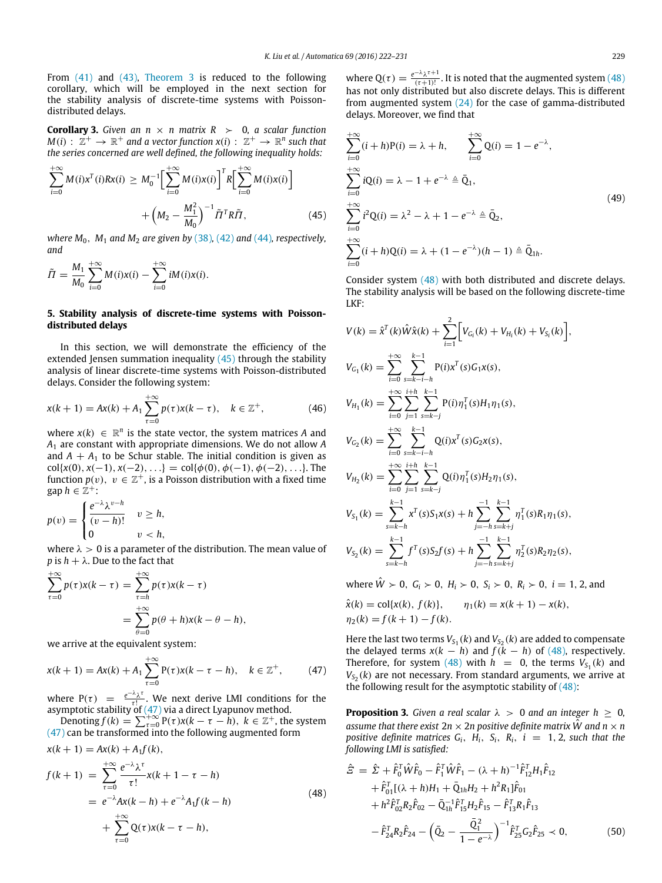From (41) and (43), Theorem 3 is reduced to the following corollary, which will be employed in the next section for the stability analysis of discrete-time systems with Poisson-distributed delays.

**Corollary 3.** *Given an $n \times n$ matrix $R \succ 0$, a scalar function $M(i) : \mathbb{Z}^+ \to \mathbb{R}^+$ and a vector function $x(i) : \mathbb{Z}^+ \to \mathbb{R}^n$ such that the series concerned are well defined, the following inequality holds:*

$$\sum_{i=0}^{+\infty} M(i)x^T(i)Rx(i) \geq M_0^{-1}\Big[\sum_{i=0}^{+\infty} M(i)x(i)\Big]^T R\Big[\sum_{i=0}^{+\infty} M(i)x(i)\Big] + \Big(M_2 - \frac{M_1^2}{M_0}\Big)^{-1}\tilde{\Pi}^T R\tilde{\Pi}, \tag{45}$$

*where $M_0$, $M_1$ and $M_2$ are given by (38), (42) and (44), respectively, and*

$$\tilde{\Pi} = \frac{M_1}{M_0}\sum_{i=0}^{+\infty} M(i)x(i) - \sum_{i=0}^{+\infty} iM(i)x(i).$$

## 5. Stability analysis of discrete-time systems with Poisson-distributed delays

In this section, we will demonstrate the efficiency of the extended Jensen summation inequality (45) through the stability analysis of linear discrete-time systems with Poisson-distributed delays. Consider the following system:

$$x(k+1) = Ax(k) + A_1\sum_{\tau=0}^{+\infty} p(\tau)x(k-\tau), \quad k \in \mathbb{Z}^+, \tag{46}$$

where $x(k) \in \mathbb{R}^n$ is the state vector, the system matrices $A$ and $A_1$ are constant with appropriate dimensions. We do not allow $A$ and $A + A_1$ to be Schur stable. The initial condition is given as $\mathrm{col}\{x(0), x(-1), x(-2), \ldots\} = \mathrm{col}\{\phi(0), \phi(-1), \phi(-2), \ldots\}$. The function $p(\upsilon)$, $\upsilon \in \mathbb{Z}^+$, is a Poisson distribution with a fixed time gap $h \in \mathbb{Z}^+$:

$$p(\upsilon) = \begin{cases} \dfrac{e^{-\lambda}\lambda^{\upsilon-h}}{(\upsilon-h)!} & \upsilon \geq h, \\ 0 & \upsilon < h, \end{cases}$$

where $\lambda > 0$ is a parameter of the distribution. The mean value of $p$ is $h + \lambda$. Due to the fact that

$$\sum_{\tau=0}^{+\infty} p(\tau)x(k-\tau) = \sum_{\tau=h}^{+\infty} p(\tau)x(k-\tau) = \sum_{\theta=0}^{+\infty} p(\theta+h)x(k-\theta-h),$$

we arrive at the equivalent system:

$$x(k+1) = Ax(k) + A_1\sum_{\tau=0}^{+\infty} \mathrm{P}(\tau)x(k-\tau-h), \quad k \in \mathbb{Z}^+, \tag{47}$$

where $\mathrm{P}(\tau) = \frac{e^{-\lambda}\lambda^{\tau}}{\tau!}$. We next derive LMI conditions for the asymptotic stability of (47) via a direct Lyapunov method.

Denoting $f(k) = \sum_{\tau=0}^{+\infty} \mathrm{P}(\tau)x(k-\tau-h)$, $k \in \mathbb{Z}^+$, the system (47) can be transformed into the following augmented form

$$\begin{aligned} x(k+1) &= Ax(k) + A_1 f(k), \\ f(k+1) &= \sum_{\tau=0}^{+\infty} \frac{e^{-\lambda}\lambda^{\tau}}{\tau!}x(k+1-\tau-h) \\ &= e^{-\lambda}Ax(k-h) + e^{-\lambda}A_1 f(k-h) \\ &\quad + \sum_{\tau=0}^{+\infty} \mathrm{Q}(\tau)x(k-\tau-h), \end{aligned} \tag{48}$$

where $\mathrm{Q}(\tau) = \frac{e^{-\lambda}\lambda^{\tau+1}}{(\tau+1)!}$. It is noted that the augmented system (48) has not only distributed but also discrete delays. This is different from augmented system (24) for the case of gamma-distributed delays. Moreover, we find that

$$\begin{aligned} &\sum_{i=0}^{+\infty}(i+h)\mathrm{P}(i) = \lambda + h, \qquad \sum_{i=0}^{+\infty}\mathrm{Q}(i) = 1 - e^{-\lambda}, \\ &\sum_{i=0}^{+\infty} i\mathrm{Q}(i) = \lambda - 1 + e^{-\lambda} \triangleq \bar{\mathrm{Q}}_1, \\ &\sum_{i=0}^{+\infty} i^2\mathrm{Q}(i) = \lambda^2 - \lambda + 1 - e^{-\lambda} \triangleq \bar{\mathrm{Q}}_2, \\ &\sum_{i=0}^{+\infty}(i+h)\mathrm{Q}(i) = \lambda + (1-e^{-\lambda})(h-1) \triangleq \bar{\mathrm{Q}}_{1h}. \end{aligned} \tag{49}$$

Consider system (48) with both distributed and discrete delays. The stability analysis will be based on the following discrete-time LKF:

$$\begin{aligned} V(k) &= \hat{x}^T(k)\hat{W}\hat{x}(k) + \sum_{i=1}^{2}\Big[V_{G_i}(k) + V_{H_i}(k) + V_{S_i}(k)\Big], \\ V_{G_1}(k) &= \sum_{i=0}^{+\infty}\sum_{s=k-i-h}^{k-1} \mathrm{P}(i)x^T(s)G_1x(s), \\ V_{H_1}(k) &= \sum_{i=0}^{+\infty}\sum_{j=1}^{i+h}\sum_{s=k-j}^{k-1} \mathrm{P}(i)\eta_1^T(s)H_1\eta_1(s), \\ V_{G_2}(k) &= \sum_{i=0}^{+\infty}\sum_{s=k-i-h}^{k-1} \mathrm{Q}(i)x^T(s)G_2x(s), \\ V_{H_2}(k) &= \sum_{i=0}^{+\infty}\sum_{j=1}^{i+h}\sum_{s=k-j}^{k-1} \mathrm{Q}(i)\eta_1^T(s)H_2\eta_1(s), \\ V_{S_1}(k) &= \sum_{s=k-h}^{k-1} x^T(s)S_1x(s) + h\sum_{j=-h}^{-1}\sum_{s=k+j}^{k-1}\eta_1^T(s)R_1\eta_1(s), \\ V_{S_2}(k) &= \sum_{s=k-h}^{k-1} f^T(s)S_2f(s) + h\sum_{j=-h}^{-1}\sum_{s=k+j}^{k-1}\eta_2^T(s)R_2\eta_2(s), \end{aligned}$$

where $\hat{W} \succ 0$, $G_i \succ 0$, $H_i \succ 0$, $S_i \succ 0$, $R_i \succ 0$, $i = 1, 2$, and

$$\hat{x}(k) = \mathrm{col}\{x(k), f(k)\}, \qquad \eta_1(k) = x(k+1) - x(k),$$
$$\eta_2(k) = f(k+1) - f(k).$$

Here the last two terms $V_{S_1}(k)$ and $V_{S_2}(k)$ are added to compensate the delayed terms $x(k-h)$ and $f(k-h)$ of (48), respectively. Therefore, for system (48) with $h = 0$, the terms $V_{S_1}(k)$ and $V_{S_2}(k)$ are not necessary. From standard arguments, we arrive at the following result for the asymptotic stability of (48):

**Proposition 3.** *Given a real scalar $\lambda > 0$ and an integer $h \geq 0$, assume that there exist $2n \times 2n$ positive definite matrix $\hat{W}$ and $n \times n$ positive definite matrices $G_i$, $H_i$, $S_i$, $R_i$, $i = 1, 2$, such that the following LMI is satisfied:*

$$\begin{aligned} \hat{\Xi} &= \hat{\Sigma} + \hat{F}_0^T\hat{W}\hat{F}_0 - \hat{F}_1^T\hat{W}\hat{F}_1 - (\lambda+h)^{-1}\hat{F}_{12}^T H_1\hat{F}_{12} \\ &\quad + \hat{F}_{01}^T[(\lambda+h)H_1 + \bar{\mathrm{Q}}_{1h}H_2 + h^2R_1]\hat{F}_{01} \\ &\quad + h^2\hat{F}_{02}^T R_2\hat{F}_{02} - \bar{\mathrm{Q}}_{1h}^{-1}\hat{F}_{15}^T H_2\hat{F}_{15} - \hat{F}_{13}^T R_1\hat{F}_{13} \\ &\quad - \hat{F}_{24}^T R_2\hat{F}_{24} - \Big(\bar{\mathrm{Q}}_2 - \frac{\bar{\mathrm{Q}}_1^2}{1-e^{-\lambda}}\Big)^{-1}\hat{F}_{25}^T G_2\hat{F}_{25} \prec 0, \end{aligned} \tag{50}$$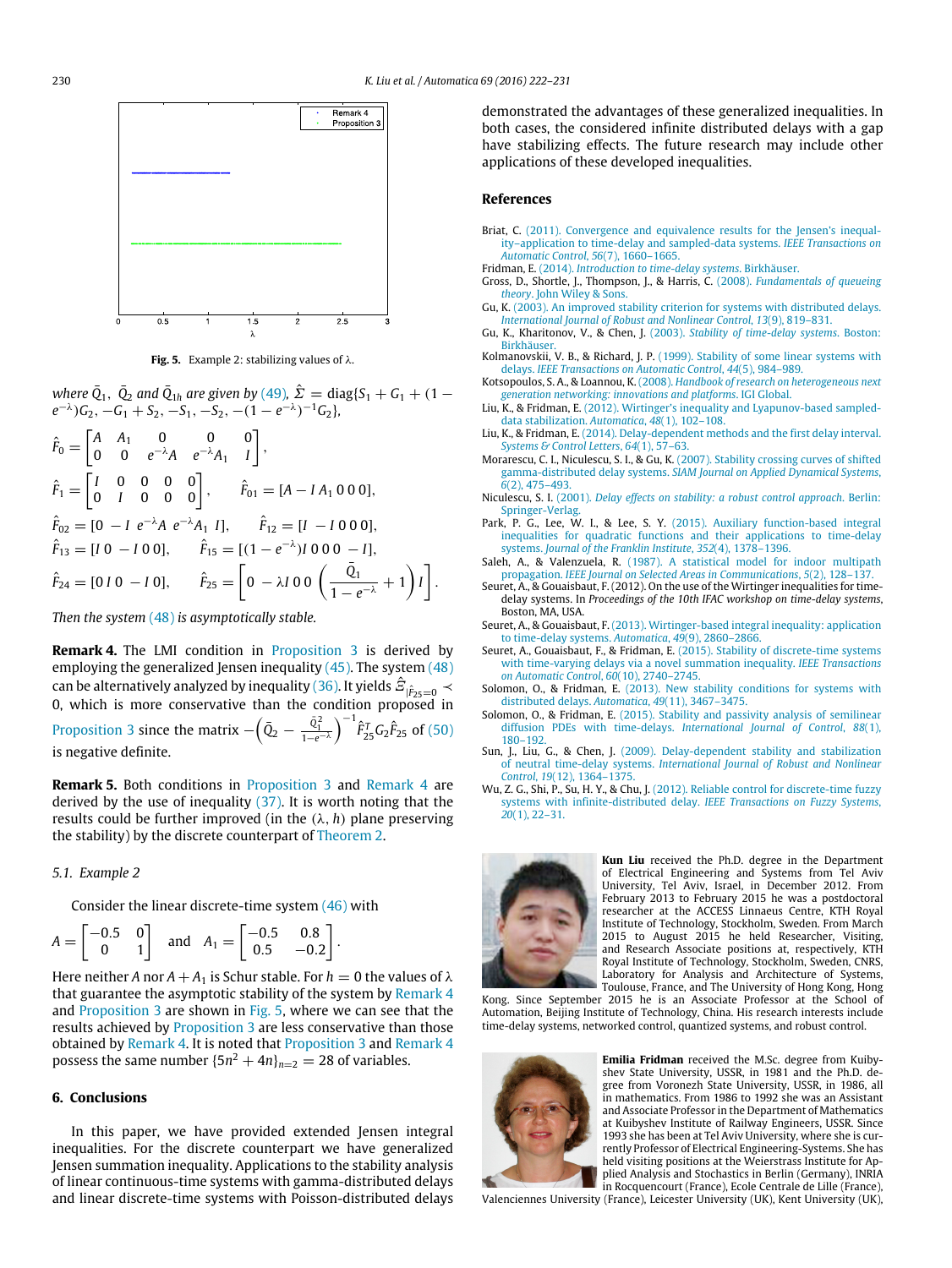Fig. 5. Example 2: stabilizing values of λ.

*where* $\bar{Q}_1$, $\bar{Q}_2$ *and* $\bar{Q}_{1h}$ *are given by* (49), $\hat{\Sigma} = \text{diag}\{S_1 + G_1 + (1 - e^{-\lambda})G_2, -G_1 + S_2, -S_1, -S_2, -(1-e^{-\lambda})^{-1}G_2\}$,

$$\hat{F}_0 = \begin{bmatrix} A & A_1 & 0 & 0 & 0 \\ 0 & 0 & e^{-\lambda}A & e^{-\lambda}A_1 & I \end{bmatrix},$$

$$\hat{F}_1 = \begin{bmatrix} I & 0 & 0 & 0 & 0 \\ 0 & I & 0 & 0 & 0 \end{bmatrix}, \qquad \hat{F}_{01} = [A - I \; A_1 \; 0 \; 0 \; 0],$$

$$\hat{F}_{02} = [0 \; -I \; e^{-\lambda}A \; e^{-\lambda}A_1 \; I], \qquad \hat{F}_{12} = [I \; -I \; 0 \; 0 \; 0],$$

$$\hat{F}_{13} = [I \; 0 \; -I \; 0 \; 0], \qquad \hat{F}_{15} = [(1-e^{-\lambda})I \; 0 \; 0 \; 0 \; -I],$$

$$\hat{F}_{24} = [0 \; I \; 0 \; -I \; 0], \qquad \hat{F}_{25} = \left[0 \; -\lambda I \; 0 \; 0 \; \left(\frac{\bar{Q}_1}{1-e^{-\lambda}} + 1\right)I\right].$$

*Then the system* (48) *is asymptotically stable.*

**Remark 4.** The LMI condition in Proposition 3 is derived by employing the generalized Jensen inequality (45). The system (48) can be alternatively analyzed by inequality (36). It yields $\hat{\Xi}_{|\hat{F}_{25}=0} \prec 0$, which is more conservative than the condition proposed in Proposition 3 since the matrix $-\left(\bar{Q}_2 - \frac{\bar{Q}_1^2}{1-e^{-\lambda}}\right)^{-1}\hat{F}_{25}^T G_2 \hat{F}_{25}$ of (50) is negative definite.

**Remark 5.** Both conditions in Proposition 3 and Remark 4 are derived by the use of inequality (37). It is worth noting that the results could be further improved (in the $(\lambda, h)$ plane preserving the stability) by the discrete counterpart of Theorem 2.

### 5.1. Example 2

Consider the linear discrete-time system (46) with

$$A = \begin{bmatrix} -0.5 & 0 \\ 0 & 1 \end{bmatrix} \quad \text{and} \quad A_1 = \begin{bmatrix} -0.5 & 0.8 \\ 0.5 & -0.2 \end{bmatrix}.$$

Here neither $A$ nor $A + A_1$ is Schur stable. For $h = 0$ the values of $\lambda$ that guarantee the asymptotic stability of the system by Remark 4 and Proposition 3 are shown in Fig. 5, where we can see that the results achieved by Proposition 3 are less conservative than those obtained by Remark 4. It is noted that Proposition 3 and Remark 4 possess the same number $\{5n^2 + 4n\}_{n=2} = 28$ of variables.

## 6. Conclusions

In this paper, we have provided extended Jensen integral inequalities. For the discrete counterpart we have generalized Jensen summation inequality. Applications to the stability analysis of linear continuous-time systems with gamma-distributed delays and linear discrete-time systems with Poisson-distributed delays demonstrated the advantages of these generalized inequalities. In both cases, the considered infinite distributed delays with a gap have stabilizing effects. The future research may include other applications of these developed inequalities.

## References

Briat, C. (2011). Convergence and equivalence results for the Jensen's inequality–application to time-delay and sampled-data systems. *IEEE Transactions on Automatic Control*, *56*(7), 1660–1665.

Fridman, E. (2014). *Introduction to time-delay systems*. Birkhäuser.

Gross, D., Shortle, J., Thompson, J., & Harris, C. (2008). *Fundamentals of queueing theory*. John Wiley & Sons.

Gu, K. (2003). An improved stability criterion for systems with distributed delays. *International Journal of Robust and Nonlinear Control*, *13*(9), 819–831.

Gu, K., Kharitonov, V., & Chen, J. (2003). *Stability of time-delay systems*. Boston: Birkhäuser.

Kolmanovskii, V. B., & Richard, J. P. (1999). Stability of some linear systems with delays. *IEEE Transactions on Automatic Control*, *44*(5), 984–989.

Kotsopoulos, S. A., & Loannou, K. (2008). *Handbook of research on heterogeneous next generation networking: innovations and platforms*. IGI Global.

Liu, K., & Fridman, E. (2012). Wirtinger's inequality and Lyapunov-based sampled-data stabilization. *Automatica*, *48*(1), 102–108.

Liu, K., & Fridman, E. (2014). Delay-dependent methods and the first delay interval. *Systems & Control Letters*, *64*(1), 57–63.

Morarescu, C. I., Niculescu, S. I., & Gu, K. (2007). Stability crossing curves of shifted gamma-distributed delay systems. *SIAM Journal on Applied Dynamical Systems*, *6*(2), 475–493.

Niculescu, S. I. (2001). *Delay effects on stability: a robust control approach*. Berlin: Springer-Verlag.

Park, P. G., Lee, W. I., & Lee, S. Y. (2015). Auxiliary function-based integral inequalities for quadratic functions and their applications to time-delay systems. *Journal of the Franklin Institute*, *352*(4), 1378–1396.

Saleh, A., & Valenzuela, R. (1987). A statistical model for indoor multipath propagation. *IEEE Journal on Selected Areas in Communications*, *5*(2), 128–137.

Seuret, A., & Gouaisbaut, F. (2012). On the use of the Wirtinger inequalities for time-delay systems. In *Proceedings of the 10th IFAC workshop on time-delay systems*, Boston, MA, USA.

Seuret, A., & Gouaisbaut, F. (2013). Wirtinger-based integral inequality: application to time-delay systems. *Automatica*, *49*(9), 2860–2866.

Seuret, A., Gouaisbaut, F., & Fridman, E. (2015). Stability of discrete-time systems with time-varying delays via a novel summation inequality. *IEEE Transactions on Automatic Control*, *60*(10), 2740–2745.

Solomon, O., & Fridman, E. (2013). New stability conditions for systems with distributed delays. *Automatica*, *49*(11), 3467–3475.

Solomon, O., & Fridman, E. (2015). Stability and passivity analysis of semilinear diffusion PDEs with time-delays. *International Journal of Control*, *88*(1), 180–192.

Sun, J., Liu, G., & Chen, J. (2009). Delay-dependent stability and stabilization of neutral time-delay systems. *International Journal of Robust and Nonlinear Control*, *19*(12), 1364–1375.

Wu, Z. G., Shi, P., Su, H. Y., & Chu, J. (2012). Reliable control for discrete-time fuzzy systems with infinite-distributed delay. *IEEE Transactions on Fuzzy Systems*, *20*(1), 22–31.

**Kun Liu** received the Ph.D. degree in the Department of Electrical Engineering and Systems from Tel Aviv University, Tel Aviv, Israel, in December 2012. From February 2013 to February 2015 he was a postdoctoral researcher at the ACCESS Linnaeus Centre, KTH Royal Institute of Technology, Stockholm, Sweden. From March 2015 to August 2015 he held Researcher, Visiting, and Research Associate positions at, respectively, KTH Royal Institute of Technology, Stockholm, Sweden, CNRS, Laboratory for Analysis and Architecture of Systems, Toulouse, France, and The University of Hong Kong, Hong Kong. Since September 2015 he is an Associate Professor at the School of Automation, Beijing Institute of Technology, China. His research interests include time-delay systems, networked control, quantized systems, and robust control.

**Emilia Fridman** received the M.Sc. degree from Kuibyshev State University, USSR, in 1981 and the Ph.D. degree from Voronezh State University, USSR, in 1986, all in mathematics. From 1986 to 1992 she was an Assistant and Associate Professor in the Department of Mathematics at Kuibyshev Institute of Railway Engineers, USSR. Since 1993 she has been at Tel Aviv University, where she is currently Professor of Electrical Engineering-Systems. She has held visiting positions at the Weierstrass Institute for Applied Analysis and Stochastics in Berlin (Germany), INRIA in Rocquencourt (France), Ecole Centrale de Lille (France), Valenciennes University (France), Leicester University (UK), Kent University (UK),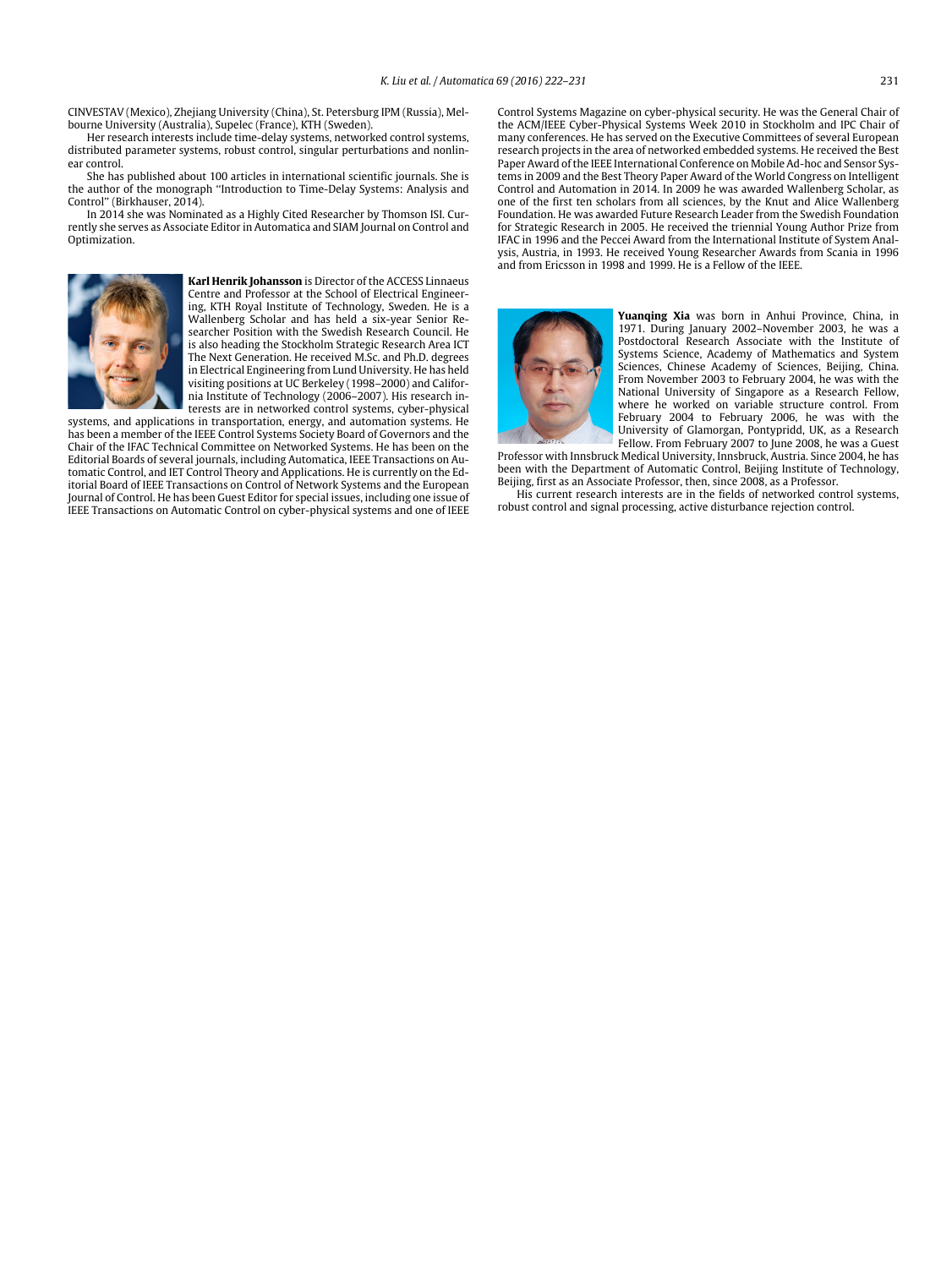CINVESTAV (Mexico), Zhejiang University (China), St. Petersburg IPM (Russia), Melbourne University (Australia), Supelec (France), KTH (Sweden).

Her research interests include time-delay systems, networked control systems, distributed parameter systems, robust control, singular perturbations and nonlinear control.

She has published about 100 articles in international scientific journals. She is the author of the monograph "Introduction to Time-Delay Systems: Analysis and Control" (Birkhauser, 2014).

In 2014 she was Nominated as a Highly Cited Researcher by Thomson ISI. Currently she serves as Associate Editor in Automatica and SIAM Journal on Control and Optimization.

**Karl Henrik Johansson** is Director of the ACCESS Linnaeus Centre and Professor at the School of Electrical Engineering, KTH Royal Institute of Technology, Sweden. He is a Wallenberg Scholar and has held a six-year Senior Researcher Position with the Swedish Research Council. He is also heading the Stockholm Strategic Research Area ICT The Next Generation. He received M.Sc. and Ph.D. degrees in Electrical Engineering from Lund University. He has held visiting positions at UC Berkeley (1998–2000) and California Institute of Technology (2006–2007). His research interests are in networked control systems, cyber-physical systems, and applications in transportation, energy, and automation systems. He has been a member of the IEEE Control Systems Society Board of Governors and the Chair of the IFAC Technical Committee on Networked Systems. He has been on the Editorial Boards of several journals, including Automatica, IEEE Transactions on Automatic Control, and IET Control Theory and Applications. He is currently on the Editorial Board of IEEE Transactions on Control of Network Systems and the European Journal of Control. He has been Guest Editor for special issues, including one issue of IEEE Transactions on Automatic Control on cyber-physical systems and one of IEEE Control Systems Magazine on cyber-physical security. He was the General Chair of the ACM/IEEE Cyber-Physical Systems Week 2010 in Stockholm and IPC Chair of many conferences. He has served on the Executive Committees of several European research projects in the area of networked embedded systems. He received the Best Paper Award of the IEEE International Conference on Mobile Ad-hoc and Sensor Systems in 2009 and the Best Theory Paper Award of the World Congress on Intelligent Control and Automation in 2014. In 2009 he was awarded Wallenberg Scholar, as one of the first ten scholars from all sciences, by the Knut and Alice Wallenberg Foundation. He was awarded Future Research Leader from the Swedish Foundation for Strategic Research in 2005. He received the triennial Young Author Prize from IFAC in 1996 and the Peccei Award from the International Institute of System Analysis, Austria, in 1993. He received Young Researcher Awards from Scania in 1996 and from Ericsson in 1998 and 1999. He is a Fellow of the IEEE.

**Yuanqing Xia** was born in Anhui Province, China, in 1971. During January 2002–November 2003, he was a Postdoctoral Research Associate with the Institute of Systems Science, Academy of Mathematics and System Sciences, Chinese Academy of Sciences, Beijing, China. From November 2003 to February 2004, he was with the National University of Singapore as a Research Fellow, where he worked on variable structure control. From February 2004 to February 2006, he was with the University of Glamorgan, Pontypridd, UK, as a Research Fellow. From February 2007 to June 2008, he was a Guest Professor with Innsbruck Medical University, Innsbruck, Austria. Since 2004, he has been with the Department of Automatic Control, Beijing Institute of Technology, Beijing, first as an Associate Professor, then, since 2008, as a Professor.

His current research interests are in the fields of networked control systems, robust control and signal processing, active disturbance rejection control.